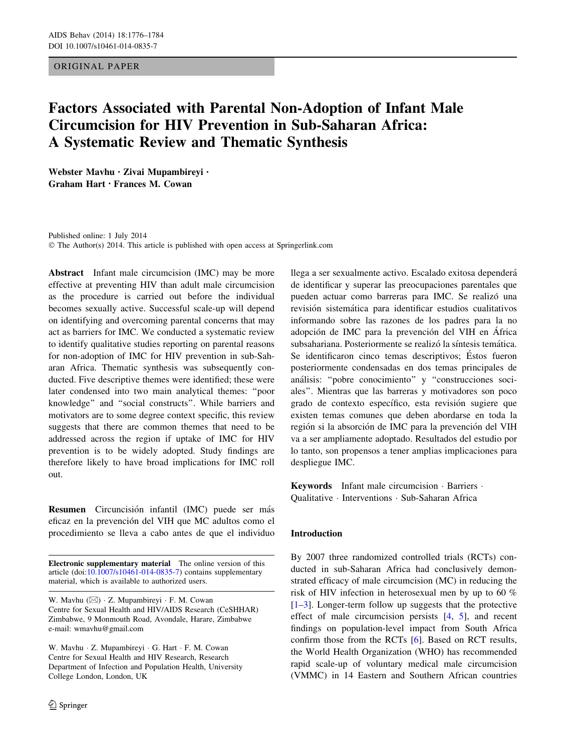ORIGINAL PAPER

# Factors Associated with Parental Non-Adoption of Infant Male Circumcision for HIV Prevention in Sub-Saharan Africa: A Systematic Review and Thematic Synthesis

**Webster Mavhu · Zivai Mupambireyi · Graham Hart · Frances M. Cowan**

Published online: 1 July 2014
© The Author(s) 2014. This article is published with open access at Springerlink.com

**Abstract** Infant male circumcision (IMC) may be more effective at preventing HIV than adult male circumcision as the procedure is carried out before the individual becomes sexually active. Successful scale-up will depend on identifying and overcoming parental concerns that may act as barriers for IMC. We conducted a systematic review to identify qualitative studies reporting on parental reasons for non-adoption of IMC for HIV prevention in sub-Saharan Africa. Thematic synthesis was subsequently conducted. Five descriptive themes were identified; these were later condensed into two main analytical themes: "poor knowledge" and "social constructs". While barriers and motivators are to some degree context specific, this review suggests that there are common themes that need to be addressed across the region if uptake of IMC for HIV prevention is to be widely adopted. Study findings are therefore likely to have broad implications for IMC roll out.

**Resumen** Circuncisión infantil (IMC) puede ser más eficaz en la prevención del VIH que MC adultos como el procedimiento se lleva a cabo antes de que el individuo llega a ser sexualmente activo. Escalado exitosa dependerá de identificar y superar las preocupaciones parentales que pueden actuar como barreras para IMC. Se realizó una revisión sistemática para identificar estudios cualitativos informando sobre las razones de los padres para la no adopción de IMC para la prevención del VIH en África subsahariana. Posteriormente se realizó la síntesis temática. Se identificaron cinco temas descriptivos; Éstos fueron posteriormente condensadas en dos temas principales de análisis: "pobre conocimiento" y "construcciones sociales". Mientras que las barreras y motivadores son poco grado de contexto específico, esta revisión sugiere que existen temas comunes que deben abordarse en toda la región si la absorción de IMC para la prevención del VIH va a ser ampliamente adoptado. Resultados del estudio por lo tanto, son propensos a tener amplias implicaciones para despliegue IMC.

**Keywords** Infant male circumcision · Barriers · Qualitative · Interventions · Sub-Saharan Africa

## Introduction

By 2007 three randomized controlled trials (RCTs) conducted in sub-Saharan Africa had conclusively demonstrated efficacy of male circumcision (MC) in reducing the risk of HIV infection in heterosexual men by up to 60 % [1–3]. Longer-term follow up suggests that the protective effect of male circumcision persists [4, 5], and recent findings on population-level impact from South Africa confirm those from the RCTs [6]. Based on RCT results, the World Health Organization (WHO) has recommended rapid scale-up of voluntary medical male circumcision (VMMC) in 14 Eastern and Southern African countries

---

**Electronic supplementary material** The online version of this article (doi:10.1007/s10461-014-0835-7) contains supplementary material, which is available to authorized users.

W. Mavhu (✉) · Z. Mupambireyi · F. M. Cowan
Centre for Sexual Health and HIV/AIDS Research (CeSHHAR) Zimbabwe, 9 Monmouth Road, Avondale, Harare, Zimbabwe
e-mail: wmavhu@gmail.com

W. Mavhu · Z. Mupambireyi · G. Hart · F. M. Cowan
Centre for Sexual Health and HIV Research, Research Department of Infection and Population Health, University College London, London, UK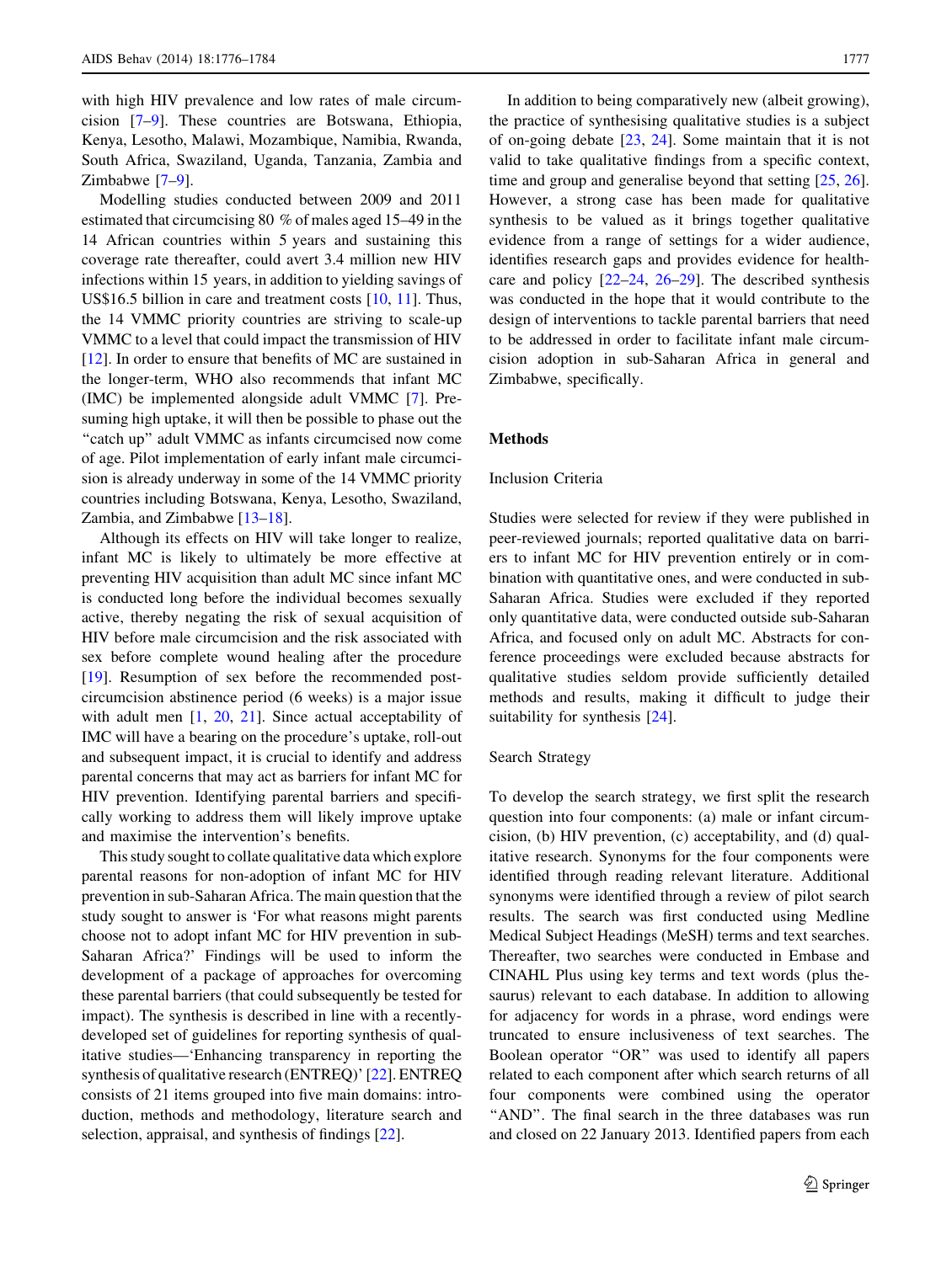with high HIV prevalence and low rates of male circumcision [7–9]. These countries are Botswana, Ethiopia, Kenya, Lesotho, Malawi, Mozambique, Namibia, Rwanda, South Africa, Swaziland, Uganda, Tanzania, Zambia and Zimbabwe [7–9].

Modelling studies conducted between 2009 and 2011 estimated that circumcising 80 % of males aged 15–49 in the 14 African countries within 5 years and sustaining this coverage rate thereafter, could avert 3.4 million new HIV infections within 15 years, in addition to yielding savings of US$16.5 billion in care and treatment costs [10, 11]. Thus, the 14 VMMC priority countries are striving to scale-up VMMC to a level that could impact the transmission of HIV [12]. In order to ensure that benefits of MC are sustained in the longer-term, WHO also recommends that infant MC (IMC) be implemented alongside adult VMMC [7]. Presuming high uptake, it will then be possible to phase out the "catch up" adult VMMC as infants circumcised now come of age. Pilot implementation of early infant male circumcision is already underway in some of the 14 VMMC priority countries including Botswana, Kenya, Lesotho, Swaziland, Zambia, and Zimbabwe [13–18].

Although its effects on HIV will take longer to realize, infant MC is likely to ultimately be more effective at preventing HIV acquisition than adult MC since infant MC is conducted long before the individual becomes sexually active, thereby negating the risk of sexual acquisition of HIV before male circumcision and the risk associated with sex before complete wound healing after the procedure [19]. Resumption of sex before the recommended post-circumcision abstinence period (6 weeks) is a major issue with adult men [1, 20, 21]. Since actual acceptability of IMC will have a bearing on the procedure's uptake, roll-out and subsequent impact, it is crucial to identify and address parental concerns that may act as barriers for infant MC for HIV prevention. Identifying parental barriers and specifically working to address them will likely improve uptake and maximise the intervention's benefits.

This study sought to collate qualitative data which explore parental reasons for non-adoption of infant MC for HIV prevention in sub-Saharan Africa. The main question that the study sought to answer is 'For what reasons might parents choose not to adopt infant MC for HIV prevention in sub-Saharan Africa?' Findings will be used to inform the development of a package of approaches for overcoming these parental barriers (that could subsequently be tested for impact). The synthesis is described in line with a recently-developed set of guidelines for reporting synthesis of qualitative studies—'Enhancing transparency in reporting the synthesis of qualitative research (ENTREQ)' [22]. ENTREQ consists of 21 items grouped into five main domains: introduction, methods and methodology, literature search and selection, appraisal, and synthesis of findings [22].

In addition to being comparatively new (albeit growing), the practice of synthesising qualitative studies is a subject of on-going debate [23, 24]. Some maintain that it is not valid to take qualitative findings from a specific context, time and group and generalise beyond that setting [25, 26]. However, a strong case has been made for qualitative synthesis to be valued as it brings together qualitative evidence from a range of settings for a wider audience, identifies research gaps and provides evidence for healthcare and policy [22–24, 26–29]. The described synthesis was conducted in the hope that it would contribute to the design of interventions to tackle parental barriers that need to be addressed in order to facilitate infant male circumcision adoption in sub-Saharan Africa in general and Zimbabwe, specifically.

## Methods

### Inclusion Criteria

Studies were selected for review if they were published in peer-reviewed journals; reported qualitative data on barriers to infant MC for HIV prevention entirely or in combination with quantitative ones, and were conducted in sub-Saharan Africa. Studies were excluded if they reported only quantitative data, were conducted outside sub-Saharan Africa, and focused only on adult MC. Abstracts for conference proceedings were excluded because abstracts for qualitative studies seldom provide sufficiently detailed methods and results, making it difficult to judge their suitability for synthesis [24].

### Search Strategy

To develop the search strategy, we first split the research question into four components: (a) male or infant circumcision, (b) HIV prevention, (c) acceptability, and (d) qualitative research. Synonyms for the four components were identified through reading relevant literature. Additional synonyms were identified through a review of pilot search results. The search was first conducted using Medline Medical Subject Headings (MeSH) terms and text searches. Thereafter, two searches were conducted in Embase and CINAHL Plus using key terms and text words (plus thesaurus) relevant to each database. In addition to allowing for adjacency for words in a phrase, word endings were truncated to ensure inclusiveness of text searches. The Boolean operator "OR" was used to identify all papers related to each component after which search returns of all four components were combined using the operator "AND". The final search in the three databases was run and closed on 22 January 2013. Identified papers from each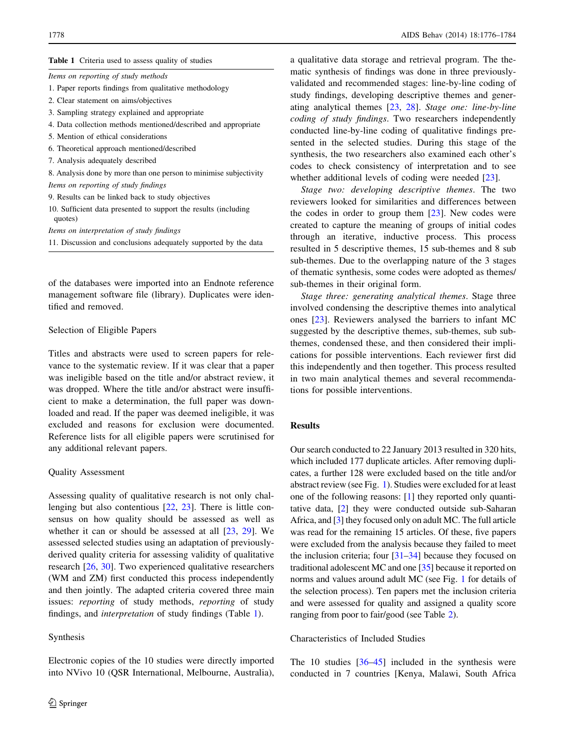**Table 1** Criteria used to assess quality of studies

| |
|---|
| *Items on reporting of study methods* |
| 1. Paper reports findings from qualitative methodology |
| 2. Clear statement on aims/objectives |
| 3. Sampling strategy explained and appropriate |
| 4. Data collection methods mentioned/described and appropriate |
| 5. Mention of ethical considerations |
| 6. Theoretical approach mentioned/described |
| 7. Analysis adequately described |
| 8. Analysis done by more than one person to minimise subjectivity |
| *Items on reporting of study findings* |
| 9. Results can be linked back to study objectives |
| 10. Sufficient data presented to support the results (including quotes) |
| *Items on interpretation of study findings* |
| 11. Discussion and conclusions adequately supported by the data |

of the databases were imported into an Endnote reference management software file (library). Duplicates were identified and removed.

### Selection of Eligible Papers

Titles and abstracts were used to screen papers for relevance to the systematic review. If it was clear that a paper was ineligible based on the title and/or abstract review, it was dropped. Where the title and/or abstract were insufficient to make a determination, the full paper was downloaded and read. If the paper was deemed ineligible, it was excluded and reasons for exclusion were documented. Reference lists for all eligible papers were scrutinised for any additional relevant papers.

### Quality Assessment

Assessing quality of qualitative research is not only challenging but also contentious [22, 23]. There is little consensus on how quality should be assessed as well as whether it can or should be assessed at all [23, 29]. We assessed selected studies using an adaptation of previously-derived quality criteria for assessing validity of qualitative research [26, 30]. Two experienced qualitative researchers (WM and ZM) first conducted this process independently and then jointly. The adapted criteria covered three main issues: *reporting* of study methods, *reporting* of study findings, and *interpretation* of study findings (Table 1).

### Synthesis

Electronic copies of the 10 studies were directly imported into NVivo 10 (QSR International, Melbourne, Australia), a qualitative data storage and retrieval program. The thematic synthesis of findings was done in three previously-validated and recommended stages: line-by-line coding of study findings, developing descriptive themes and generating analytical themes [23, 28]. *Stage one: line-by-line coding of study findings*. Two researchers independently conducted line-by-line coding of qualitative findings presented in the selected studies. During this stage of the synthesis, the two researchers also examined each other's codes to check consistency of interpretation and to see whether additional levels of coding were needed [23].

*Stage two: developing descriptive themes*. The two reviewers looked for similarities and differences between the codes in order to group them [23]. New codes were created to capture the meaning of groups of initial codes through an iterative, inductive process. This process resulted in 5 descriptive themes, 15 sub-themes and 8 sub sub-themes. Due to the overlapping nature of the 3 stages of thematic synthesis, some codes were adopted as themes/sub-themes in their original form.

*Stage three: generating analytical themes*. Stage three involved condensing the descriptive themes into analytical ones [23]. Reviewers analysed the barriers to infant MC suggested by the descriptive themes, sub-themes, sub sub-themes, condensed these, and then considered their implications for possible interventions. Each reviewer first did this independently and then together. This process resulted in two main analytical themes and several recommendations for possible interventions.

## Results

Our search conducted to 22 January 2013 resulted in 320 hits, which included 177 duplicate articles. After removing duplicates, a further 128 were excluded based on the title and/or abstract review (see Fig. 1). Studies were excluded for at least one of the following reasons: [1] they reported only quantitative data, [2] they were conducted outside sub-Saharan Africa, and [3] they focused only on adult MC. The full article was read for the remaining 15 articles. Of these, five papers were excluded from the analysis because they failed to meet the inclusion criteria; four [31–34] because they focused on traditional adolescent MC and one [35] because it reported on norms and values around adult MC (see Fig. 1 for details of the selection process). Ten papers met the inclusion criteria and were assessed for quality and assigned a quality score ranging from poor to fair/good (see Table 2).

### Characteristics of Included Studies

The 10 studies [36–45] included in the synthesis were conducted in 7 countries [Kenya, Malawi, South Africa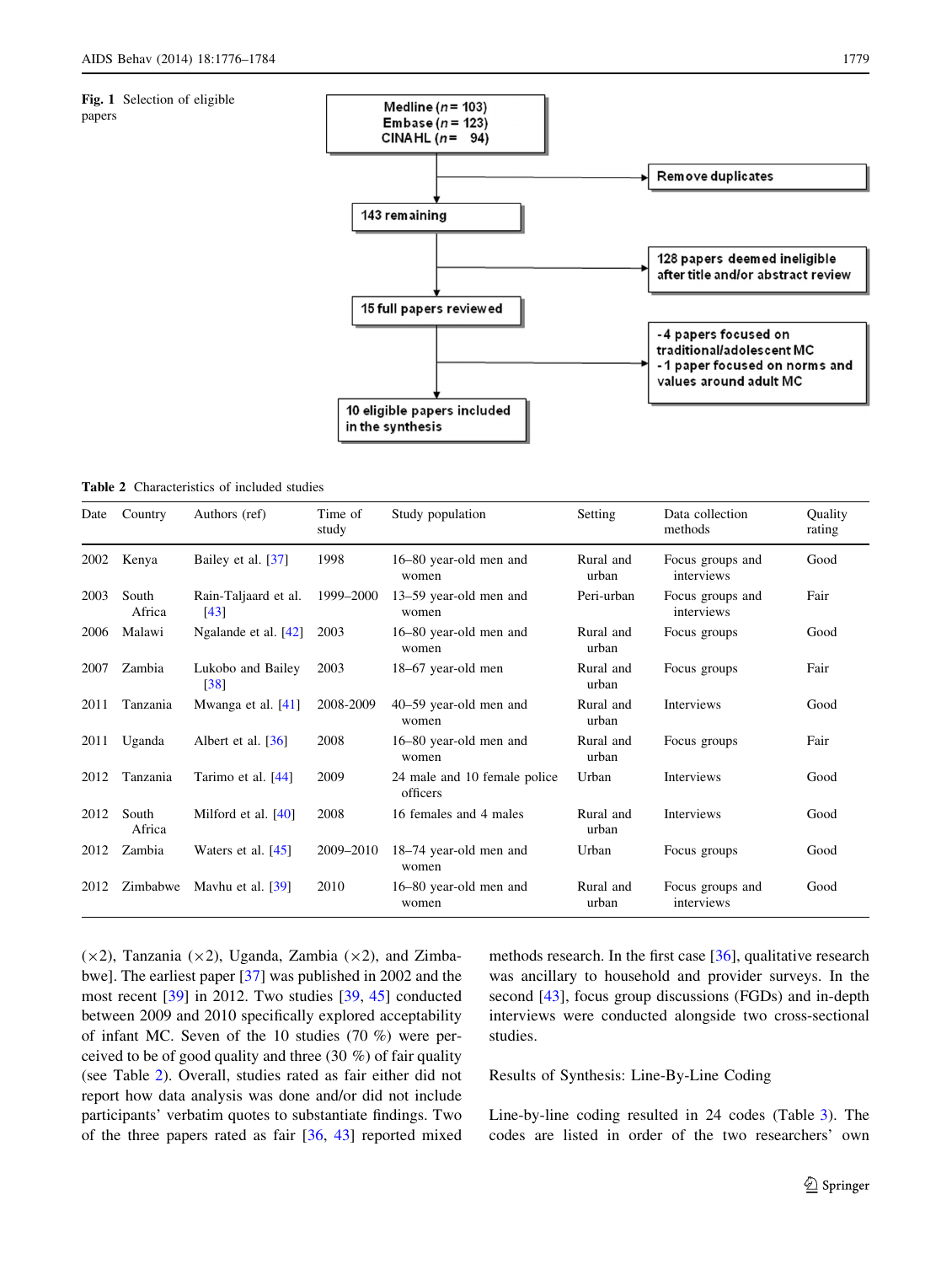Fig. 1 Selection of eligible papers

Medline (*n* = 103)
Embase (*n* = 123)
CINAHL (*n* = 94)

Remove duplicates

143 remaining

128 papers deemed ineligible after title and/or abstract review

15 full papers reviewed

-4 papers focused on traditional/adolescent MC
-1 paper focused on norms and values around adult MC

10 eligible papers included in the synthesis

Table 2 Characteristics of included studies

| Date | Country | Authors (ref) | Time of study | Study population | Setting | Data collection methods | Quality rating |
|---|---|---|---|---|---|---|---|
| 2002 | Kenya | Bailey et al. [37] | 1998 | 16–80 year-old men and women | Rural and urban | Focus groups and interviews | Good |
| 2003 | South Africa | Rain-Taljaard et al. [43] | 1999–2000 | 13–59 year-old men and women | Peri-urban | Focus groups and interviews | Fair |
| 2006 | Malawi | Ngalande et al. [42] | 2003 | 16–80 year-old men and women | Rural and urban | Focus groups | Good |
| 2007 | Zambia | Lukobo and Bailey [38] | 2003 | 18–67 year-old men | Rural and urban | Focus groups | Fair |
| 2011 | Tanzania | Mwanga et al. [41] | 2008-2009 | 40–59 year-old men and women | Rural and urban | Interviews | Good |
| 2011 | Uganda | Albert et al. [36] | 2008 | 16–80 year-old men and women | Rural and urban | Focus groups | Fair |
| 2012 | Tanzania | Tarimo et al. [44] | 2009 | 24 male and 10 female police officers | Urban | Interviews | Good |
| 2012 | South Africa | Milford et al. [40] | 2008 | 16 females and 4 males | Rural and urban | Interviews | Good |
| 2012 | Zambia | Waters et al. [45] | 2009–2010 | 18–74 year-old men and women | Urban | Focus groups | Good |
| 2012 | Zimbabwe | Mavhu et al. [39] | 2010 | 16–80 year-old men and women | Rural and urban | Focus groups and interviews | Good |

(×2), Tanzania (×2), Uganda, Zambia (×2), and Zimbabwe]. The earliest paper [37] was published in 2002 and the most recent [39] in 2012. Two studies [39, 45] conducted between 2009 and 2010 specifically explored acceptability of infant MC. Seven of the 10 studies (70 %) were perceived to be of good quality and three (30 %) of fair quality (see Table 2). Overall, studies rated as fair either did not report how data analysis was done and/or did not include participants' verbatim quotes to substantiate findings. Two of the three papers rated as fair [36, 43] reported mixed methods research. In the first case [36], qualitative research was ancillary to household and provider surveys. In the second [43], focus group discussions (FGDs) and in-depth interviews were conducted alongside two cross-sectional studies.

## Results of Synthesis: Line-By-Line Coding

Line-by-line coding resulted in 24 codes (Table 3). The codes are listed in order of the two researchers' own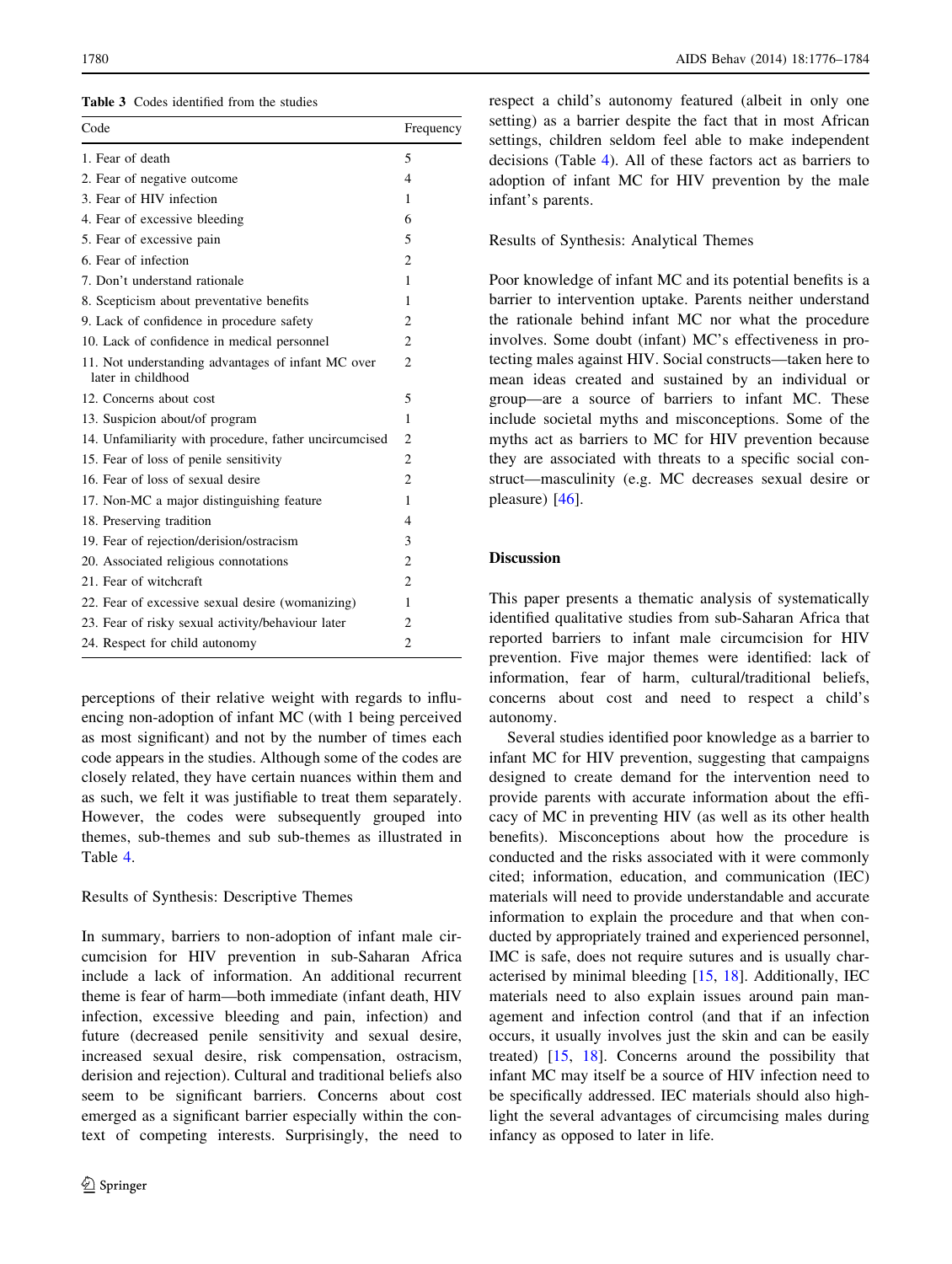**Table 3** Codes identified from the studies

| Code | Frequency |
|---|---|
| 1. Fear of death | 5 |
| 2. Fear of negative outcome | 4 |
| 3. Fear of HIV infection | 1 |
| 4. Fear of excessive bleeding | 6 |
| 5. Fear of excessive pain | 5 |
| 6. Fear of infection | 2 |
| 7. Don't understand rationale | 1 |
| 8. Scepticism about preventative benefits | 1 |
| 9. Lack of confidence in procedure safety | 2 |
| 10. Lack of confidence in medical personnel | 2 |
| 11. Not understanding advantages of infant MC over later in childhood | 2 |
| 12. Concerns about cost | 5 |
| 13. Suspicion about/of program | 1 |
| 14. Unfamiliarity with procedure, father uncircumcised | 2 |
| 15. Fear of loss of penile sensitivity | 2 |
| 16. Fear of loss of sexual desire | 2 |
| 17. Non-MC a major distinguishing feature | 1 |
| 18. Preserving tradition | 4 |
| 19. Fear of rejection/derision/ostracism | 3 |
| 20. Associated religious connotations | 2 |
| 21. Fear of witchcraft | 2 |
| 22. Fear of excessive sexual desire (womanizing) | 1 |
| 23. Fear of risky sexual activity/behaviour later | 2 |
| 24. Respect for child autonomy | 2 |

perceptions of their relative weight with regards to influencing non-adoption of infant MC (with 1 being perceived as most significant) and not by the number of times each code appears in the studies. Although some of the codes are closely related, they have certain nuances within them and as such, we felt it was justifiable to treat them separately. However, the codes were subsequently grouped into themes, sub-themes and sub sub-themes as illustrated in Table 4.

### Results of Synthesis: Descriptive Themes

In summary, barriers to non-adoption of infant male circumcision for HIV prevention in sub-Saharan Africa include a lack of information. An additional recurrent theme is fear of harm—both immediate (infant death, HIV infection, excessive bleeding and pain, infection) and future (decreased penile sensitivity and sexual desire, increased sexual desire, risk compensation, ostracism, derision and rejection). Cultural and traditional beliefs also seem to be significant barriers. Concerns about cost emerged as a significant barrier especially within the context of competing interests. Surprisingly, the need to respect a child's autonomy featured (albeit in only one setting) as a barrier despite the fact that in most African settings, children seldom feel able to make independent decisions (Table 4). All of these factors act as barriers to adoption of infant MC for HIV prevention by the male infant's parents.

### Results of Synthesis: Analytical Themes

Poor knowledge of infant MC and its potential benefits is a barrier to intervention uptake. Parents neither understand the rationale behind infant MC nor what the procedure involves. Some doubt (infant) MC's effectiveness in protecting males against HIV. Social constructs—taken here to mean ideas created and sustained by an individual or group—are a source of barriers to infant MC. These include societal myths and misconceptions. Some of the myths act as barriers to MC for HIV prevention because they are associated with threats to a specific social construct—masculinity (e.g. MC decreases sexual desire or pleasure) [46].

## Discussion

This paper presents a thematic analysis of systematically identified qualitative studies from sub-Saharan Africa that reported barriers to infant male circumcision for HIV prevention. Five major themes were identified: lack of information, fear of harm, cultural/traditional beliefs, concerns about cost and need to respect a child's autonomy.

Several studies identified poor knowledge as a barrier to infant MC for HIV prevention, suggesting that campaigns designed to create demand for the intervention need to provide parents with accurate information about the efficacy of MC in preventing HIV (as well as its other health benefits). Misconceptions about how the procedure is conducted and the risks associated with it were commonly cited; information, education, and communication (IEC) materials will need to provide understandable and accurate information to explain the procedure and that when conducted by appropriately trained and experienced personnel, IMC is safe, does not require sutures and is usually characterised by minimal bleeding [15, 18]. Additionally, IEC materials need to also explain issues around pain management and infection control (and that if an infection occurs, it usually involves just the skin and can be easily treated) [15, 18]. Concerns around the possibility that infant MC may itself be a source of HIV infection need to be specifically addressed. IEC materials should also highlight the several advantages of circumcising males during infancy as opposed to later in life.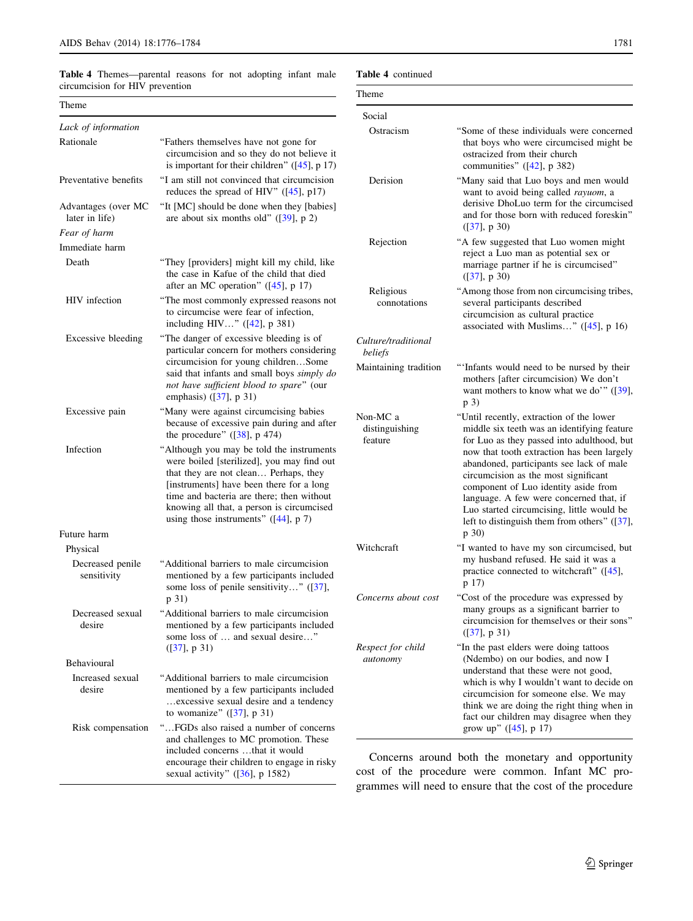Table 4 Themes—parental reasons for not adopting infant male circumcision for HIV prevention

| Theme | |
|---|---|
| *Lack of information* | |
| Rationale | "Fathers themselves have not gone for circumcision and so they do not believe it is important for their children" ([45], p 17) |
| Preventative benefits | "I am still not convinced that circumcision reduces the spread of HIV" ([45], p17) |
| Advantages (over MC later in life) | "It [MC] should be done when they [babies] are about six months old" ([39], p 2) |
| *Fear of harm* | |
| Immediate harm | |
| Death | "They [providers] might kill my child, like the case in Kafue of the child that died after an MC operation" ([45], p 17) |
| HIV infection | "The most commonly expressed reasons not to circumcise were fear of infection, including HIV…" ([42], p 381) |
| Excessive bleeding | "The danger of excessive bleeding is of particular concern for mothers considering circumcision for young children…Some said that infants and small boys *simply do not have sufficient blood to spare*" (our emphasis) ([37], p 31) |
| Excessive pain | "Many were against circumcising babies because of excessive pain during and after the procedure" ([38], p 474) |
| Infection | "Although you may be told the instruments were boiled [sterilized], you may find out that they are not clean… Perhaps, they [instruments] have been there for a long time and bacteria are there; then without knowing all that, a person is circumcised using those instruments" ([44], p 7) |
| Future harm | |
| Physical | |
| Decreased penile sensitivity | "Additional barriers to male circumcision mentioned by a few participants included some loss of penile sensitivity…" ([37], p 31) |
| Decreased sexual desire | "Additional barriers to male circumcision mentioned by a few participants included some loss of … and sexual desire…" ([37], p 31) |
| Behavioural | |
| Increased sexual desire | "Additional barriers to male circumcision mentioned by a few participants included …excessive sexual desire and a tendency to womanize" ([37], p 31) |
| Risk compensation | "…FGDs also raised a number of concerns and challenges to MC promotion. These included concerns …that it would encourage their children to engage in risky sexual activity" ([36], p 1582) |
| Social | |
| Ostracism | "Some of these individuals were concerned that boys who were circumcised might be ostracized from their church communities" ([42], p 382) |
| Derision | "Many said that Luo boys and men would want to avoid being called *rayuom*, a derisive DhoLuo term for the circumcised and for those born with reduced foreskin" ([37], p 30) |
| Rejection | "A few suggested that Luo women might reject a Luo man as potential sex or marriage partner if he is circumcised" ([37], p 30) |
| Religious connotations | "Among those from non circumcising tribes, several participants described circumcision as cultural practice associated with Muslims…" ([45], p 16) |
| *Culture/traditional beliefs* | |
| Maintaining tradition | "'Infants would need to be nursed by their mothers [after circumcision) We don't want mothers to know what we do'" ([39], p 3) |
| Non-MC a distinguishing feature | "Until recently, extraction of the lower middle six teeth was an identifying feature for Luo as they passed into adulthood, but now that tooth extraction has been largely abandoned, participants see lack of male circumcision as the most significant component of Luo identity aside from language. A few were concerned that, if Luo started circumcising, little would be left to distinguish them from others" ([37], p 30) |
| Witchcraft | "I wanted to have my son circumcised, but my husband refused. He said it was a practice connected to witchcraft" ([45], p 17) |
| *Concerns about cost* | "Cost of the procedure was expressed by many groups as a significant barrier to circumcision for themselves or their sons" ([37], p 31) |
| *Respect for child autonomy* | "In the past elders were doing tattoos (Ndembo) on our bodies, and now I understand that these were not good, which is why I wouldn't want to decide on circumcision for someone else. We may think we are doing the right thing when in fact our children may disagree when they grow up" ([45], p 17) |

Concerns around both the monetary and opportunity cost of the procedure were common. Infant MC programmes will need to ensure that the cost of the procedure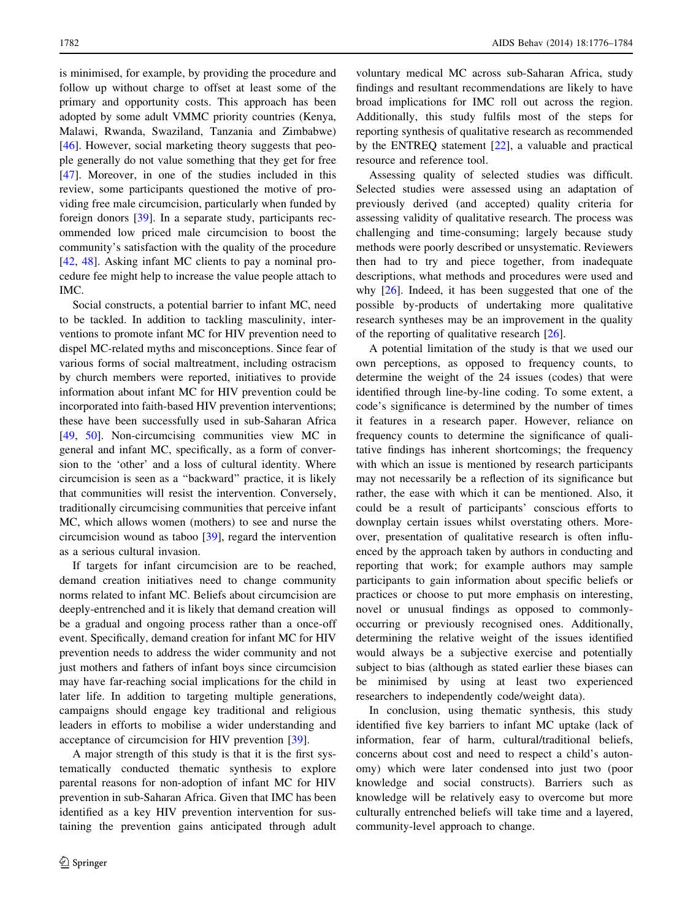is minimised, for example, by providing the procedure and follow up without charge to offset at least some of the primary and opportunity costs. This approach has been adopted by some adult VMMC priority countries (Kenya, Malawi, Rwanda, Swaziland, Tanzania and Zimbabwe) [46]. However, social marketing theory suggests that people generally do not value something that they get for free [47]. Moreover, in one of the studies included in this review, some participants questioned the motive of providing free male circumcision, particularly when funded by foreign donors [39]. In a separate study, participants recommended low priced male circumcision to boost the community's satisfaction with the quality of the procedure [42, 48]. Asking infant MC clients to pay a nominal procedure fee might help to increase the value people attach to IMC.

Social constructs, a potential barrier to infant MC, need to be tackled. In addition to tackling masculinity, interventions to promote infant MC for HIV prevention need to dispel MC-related myths and misconceptions. Since fear of various forms of social maltreatment, including ostracism by church members were reported, initiatives to provide information about infant MC for HIV prevention could be incorporated into faith-based HIV prevention interventions; these have been successfully used in sub-Saharan Africa [49, 50]. Non-circumcising communities view MC in general and infant MC, specifically, as a form of conversion to the 'other' and a loss of cultural identity. Where circumcision is seen as a "backward" practice, it is likely that communities will resist the intervention. Conversely, traditionally circumcising communities that perceive infant MC, which allows women (mothers) to see and nurse the circumcision wound as taboo [39], regard the intervention as a serious cultural invasion.

If targets for infant circumcision are to be reached, demand creation initiatives need to change community norms related to infant MC. Beliefs about circumcision are deeply-entrenched and it is likely that demand creation will be a gradual and ongoing process rather than a once-off event. Specifically, demand creation for infant MC for HIV prevention needs to address the wider community and not just mothers and fathers of infant boys since circumcision may have far-reaching social implications for the child in later life. In addition to targeting multiple generations, campaigns should engage key traditional and religious leaders in efforts to mobilise a wider understanding and acceptance of circumcision for HIV prevention [39].

A major strength of this study is that it is the first systematically conducted thematic synthesis to explore parental reasons for non-adoption of infant MC for HIV prevention in sub-Saharan Africa. Given that IMC has been identified as a key HIV prevention intervention for sustaining the prevention gains anticipated through adult voluntary medical MC across sub-Saharan Africa, study findings and resultant recommendations are likely to have broad implications for IMC roll out across the region. Additionally, this study fulfils most of the steps for reporting synthesis of qualitative research as recommended by the ENTREQ statement [22], a valuable and practical resource and reference tool.

Assessing quality of selected studies was difficult. Selected studies were assessed using an adaptation of previously derived (and accepted) quality criteria for assessing validity of qualitative research. The process was challenging and time-consuming; largely because study methods were poorly described or unsystematic. Reviewers then had to try and piece together, from inadequate descriptions, what methods and procedures were used and why [26]. Indeed, it has been suggested that one of the possible by-products of undertaking more qualitative research syntheses may be an improvement in the quality of the reporting of qualitative research [26].

A potential limitation of the study is that we used our own perceptions, as opposed to frequency counts, to determine the weight of the 24 issues (codes) that were identified through line-by-line coding. To some extent, a code's significance is determined by the number of times it features in a research paper. However, reliance on frequency counts to determine the significance of qualitative findings has inherent shortcomings; the frequency with which an issue is mentioned by research participants may not necessarily be a reflection of its significance but rather, the ease with which it can be mentioned. Also, it could be a result of participants' conscious efforts to downplay certain issues whilst overstating others. Moreover, presentation of qualitative research is often influenced by the approach taken by authors in conducting and reporting that work; for example authors may sample participants to gain information about specific beliefs or practices or choose to put more emphasis on interesting, novel or unusual findings as opposed to commonly-occurring or previously recognised ones. Additionally, determining the relative weight of the issues identified would always be a subjective exercise and potentially subject to bias (although as stated earlier these biases can be minimised by using at least two experienced researchers to independently code/weight data).

In conclusion, using thematic synthesis, this study identified five key barriers to infant MC uptake (lack of information, fear of harm, cultural/traditional beliefs, concerns about cost and need to respect a child's autonomy) which were later condensed into just two (poor knowledge and social constructs). Barriers such as knowledge will be relatively easy to overcome but more culturally entrenched beliefs will take time and a layered, community-level approach to change.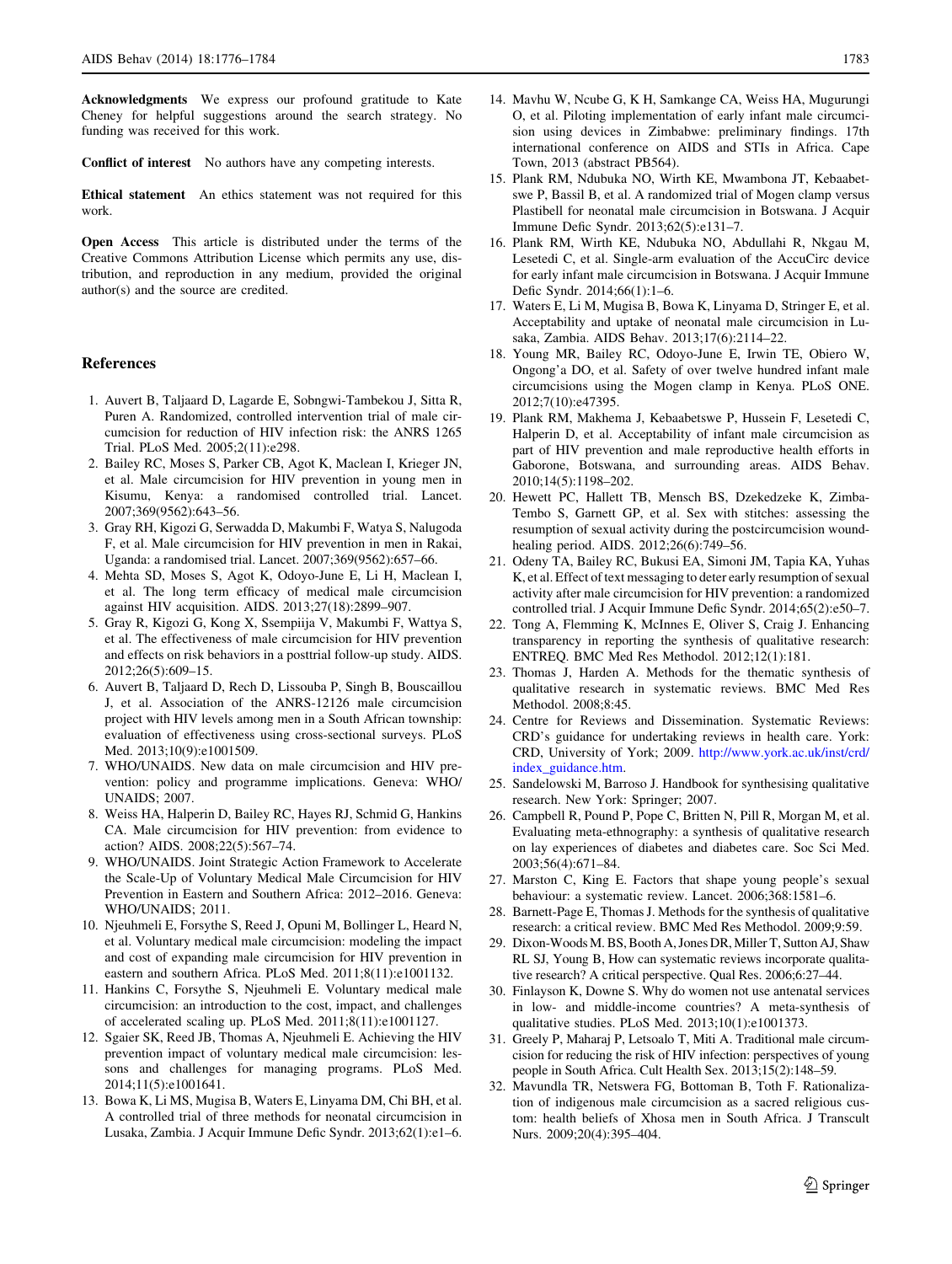**Acknowledgments** We express our profound gratitude to Kate Cheney for helpful suggestions around the search strategy. No funding was received for this work.

**Conflict of interest** No authors have any competing interests.

**Ethical statement** An ethics statement was not required for this work.

**Open Access** This article is distributed under the terms of the Creative Commons Attribution License which permits any use, distribution, and reproduction in any medium, provided the original author(s) and the source are credited.

## References

1. Auvert B, Taljaard D, Lagarde E, Sobngwi-Tambekou J, Sitta R, Puren A. Randomized, controlled intervention trial of male circumcision for reduction of HIV infection risk: the ANRS 1265 Trial. PLoS Med. 2005;2(11):e298.
2. Bailey RC, Moses S, Parker CB, Agot K, Maclean I, Krieger JN, et al. Male circumcision for HIV prevention in young men in Kisumu, Kenya: a randomised controlled trial. Lancet. 2007;369(9562):643–56.
3. Gray RH, Kigozi G, Serwadda D, Makumbi F, Watya S, Nalugoda F, et al. Male circumcision for HIV prevention in men in Rakai, Uganda: a randomised trial. Lancet. 2007;369(9562):657–66.
4. Mehta SD, Moses S, Agot K, Odoyo-June E, Li H, Maclean I, et al. The long term efficacy of medical male circumcision against HIV acquisition. AIDS. 2013;27(18):2899–907.
5. Gray R, Kigozi G, Kong X, Ssempiija V, Makumbi F, Wattya S, et al. The effectiveness of male circumcision for HIV prevention and effects on risk behaviors in a posttrial follow-up study. AIDS. 2012;26(5):609–15.
6. Auvert B, Taljaard D, Rech D, Lissouba P, Singh B, Bouscaillou J, et al. Association of the ANRS-12126 male circumcision project with HIV levels among men in a South African township: evaluation of effectiveness using cross-sectional surveys. PLoS Med. 2013;10(9):e1001509.
7. WHO/UNAIDS. New data on male circumcision and HIV prevention: policy and programme implications. Geneva: WHO/UNAIDS; 2007.
8. Weiss HA, Halperin D, Bailey RC, Hayes RJ, Schmid G, Hankins CA. Male circumcision for HIV prevention: from evidence to action? AIDS. 2008;22(5):567–74.
9. WHO/UNAIDS. Joint Strategic Action Framework to Accelerate the Scale-Up of Voluntary Medical Male Circumcision for HIV Prevention in Eastern and Southern Africa: 2012–2016. Geneva: WHO/UNAIDS; 2011.
10. Njeuhmeli E, Forsythe S, Reed J, Opuni M, Bollinger L, Heard N, et al. Voluntary medical male circumcision: modeling the impact and cost of expanding male circumcision for HIV prevention in eastern and southern Africa. PLoS Med. 2011;8(11):e1001132.
11. Hankins C, Forsythe S, Njeuhmeli E. Voluntary medical male circumcision: an introduction to the cost, impact, and challenges of accelerated scaling up. PLoS Med. 2011;8(11):e1001127.
12. Sgaier SK, Reed JB, Thomas A, Njeuhmeli E. Achieving the HIV prevention impact of voluntary medical male circumcision: lessons and challenges for managing programs. PLoS Med. 2014;11(5):e1001641.
13. Bowa K, Li MS, Mugisa B, Waters E, Linyama DM, Chi BH, et al. A controlled trial of three methods for neonatal circumcision in Lusaka, Zambia. J Acquir Immune Defic Syndr. 2013;62(1):e1–6.
14. Mavhu W, Ncube G, K H, Samkange CA, Weiss HA, Mugurungi O, et al. Piloting implementation of early infant male circumcision using devices in Zimbabwe: preliminary findings. 17th international conference on AIDS and STIs in Africa. Cape Town, 2013 (abstract PB564).
15. Plank RM, Ndubuka NO, Wirth KE, Mwambona JT, Kebaabetswe P, Bassil B, et al. A randomized trial of Mogen clamp versus Plastibell for neonatal male circumcision in Botswana. J Acquir Immune Defic Syndr. 2013;62(5):e131–7.
16. Plank RM, Wirth KE, Ndubuka NO, Abdullahi R, Nkgau M, Lesetedi C, et al. Single-arm evaluation of the AccuCirc device for early infant male circumcision in Botswana. J Acquir Immune Defic Syndr. 2014;66(1):1–6.
17. Waters E, Li M, Mugisa B, Bowa K, Linyama D, Stringer E, et al. Acceptability and uptake of neonatal male circumcision in Lusaka, Zambia. AIDS Behav. 2013;17(6):2114–22.
18. Young MR, Bailey RC, Odoyo-June E, Irwin TE, Obiero W, Ongong'a DO, et al. Safety of over twelve hundred infant male circumcisions using the Mogen clamp in Kenya. PLoS ONE. 2012;7(10):e47395.
19. Plank RM, Makhema J, Kebaabetswe P, Hussein F, Lesetedi C, Halperin D, et al. Acceptability of infant male circumcision as part of HIV prevention and male reproductive health efforts in Gaborone, Botswana, and surrounding areas. AIDS Behav. 2010;14(5):1198–202.
20. Hewett PC, Hallett TB, Mensch BS, Dzekedzeke K, Zimba-Tembo S, Garnett GP, et al. Sex with stitches: assessing the resumption of sexual activity during the postcircumcision wound-healing period. AIDS. 2012;26(6):749–56.
21. Odeny TA, Bailey RC, Bukusi EA, Simoni JM, Tapia KA, Yuhas K, et al. Effect of text messaging to deter early resumption of sexual activity after male circumcision for HIV prevention: a randomized controlled trial. J Acquir Immune Defic Syndr. 2014;65(2):e50–7.
22. Tong A, Flemming K, McInnes E, Oliver S, Craig J. Enhancing transparency in reporting the synthesis of qualitative research: ENTREQ. BMC Med Res Methodol. 2012;12(1):181.
23. Thomas J, Harden A. Methods for the thematic synthesis of qualitative research in systematic reviews. BMC Med Res Methodol. 2008;8:45.
24. Centre for Reviews and Dissemination. Systematic Reviews: CRD's guidance for undertaking reviews in health care. York: CRD, University of York; 2009. http://www.york.ac.uk/inst/crd/index_guidance.htm.
25. Sandelowski M, Barroso J. Handbook for synthesising qualitative research. New York: Springer; 2007.
26. Campbell R, Pound P, Pope C, Britten N, Pill R, Morgan M, et al. Evaluating meta-ethnography: a synthesis of qualitative research on lay experiences of diabetes and diabetes care. Soc Sci Med. 2003;56(4):671–84.
27. Marston C, King E. Factors that shape young people's sexual behaviour: a systematic review. Lancet. 2006;368:1581–6.
28. Barnett-Page E, Thomas J. Methods for the synthesis of qualitative research: a critical review. BMC Med Res Methodol. 2009;9:59.
29. Dixon-Woods M. BS, Booth A, Jones DR, Miller T, Sutton AJ, Shaw RL SJ, Young B, How can systematic reviews incorporate qualitative research? A critical perspective. Qual Res. 2006;6:27–44.
30. Finlayson K, Downe S. Why do women not use antenatal services in low- and middle-income countries? A meta-synthesis of qualitative studies. PLoS Med. 2013;10(1):e1001373.
31. Greely P, Maharaj P, Letsoalo T, Miti A. Traditional male circumcision for reducing the risk of HIV infection: perspectives of young people in South Africa. Cult Health Sex. 2013;15(2):148–59.
32. Mavundla TR, Netswera FG, Bottoman B, Toth F. Rationalization of indigenous male circumcision as a sacred religious custom: health beliefs of Xhosa men in South Africa. J Transcult Nurs. 2009;20(4):395–404.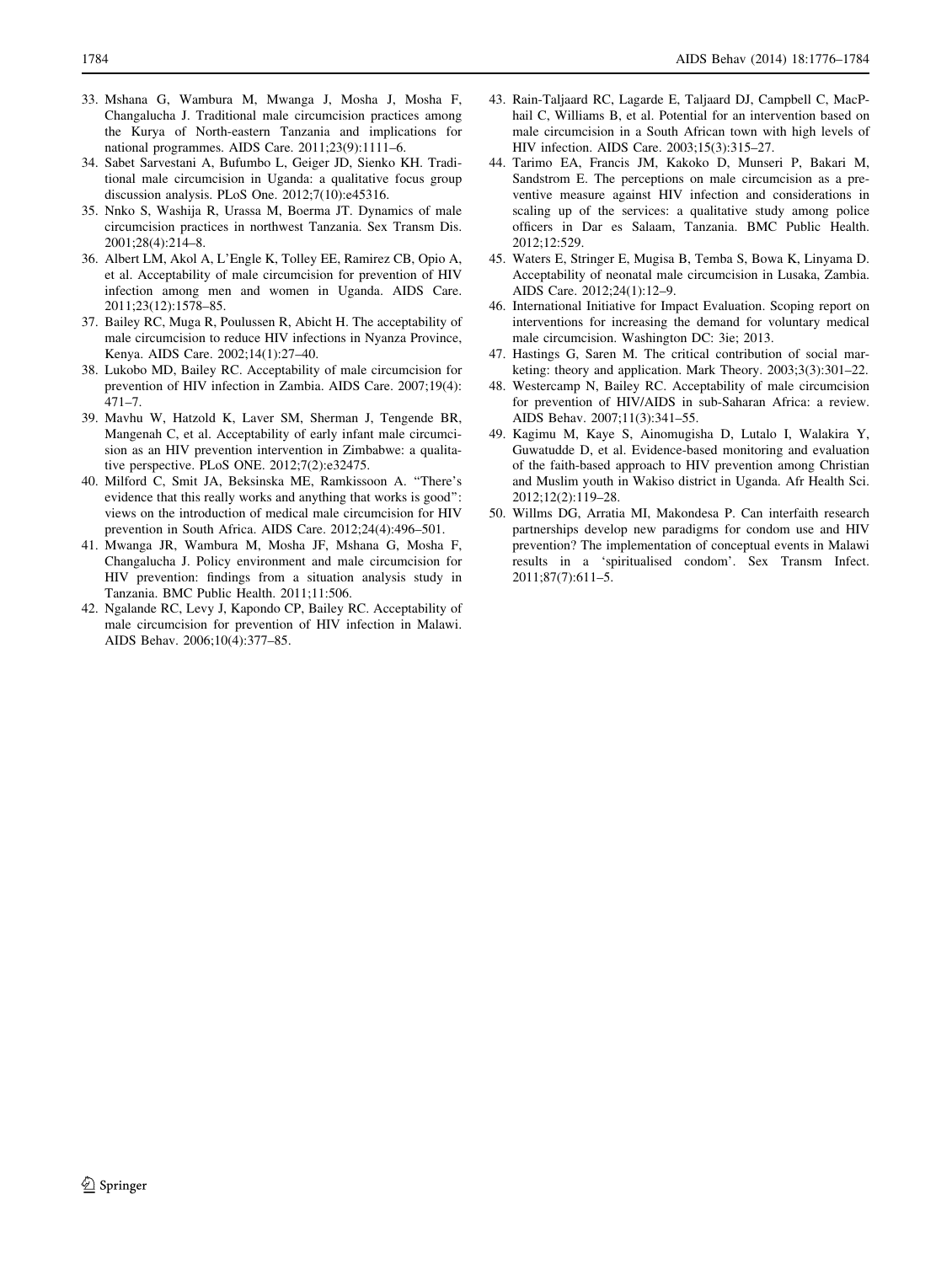33. Mshana G, Wambura M, Mwanga J, Mosha J, Mosha F, Changalucha J. Traditional male circumcision practices among the Kurya of North-eastern Tanzania and implications for national programmes. AIDS Care. 2011;23(9):1111–6.
34. Sabet Sarvestani A, Bufumbo L, Geiger JD, Sienko KH. Traditional male circumcision in Uganda: a qualitative focus group discussion analysis. PLoS One. 2012;7(10):e45316.
35. Nnko S, Washija R, Urassa M, Boerma JT. Dynamics of male circumcision practices in northwest Tanzania. Sex Transm Dis. 2001;28(4):214–8.
36. Albert LM, Akol A, L'Engle K, Tolley EE, Ramirez CB, Opio A, et al. Acceptability of male circumcision for prevention of HIV infection among men and women in Uganda. AIDS Care. 2011;23(12):1578–85.
37. Bailey RC, Muga R, Poulussen R, Abicht H. The acceptability of male circumcision to reduce HIV infections in Nyanza Province, Kenya. AIDS Care. 2002;14(1):27–40.
38. Lukobo MD, Bailey RC. Acceptability of male circumcision for prevention of HIV infection in Zambia. AIDS Care. 2007;19(4): 471–7.
39. Mavhu W, Hatzold K, Laver SM, Sherman J, Tengende BR, Mangenah C, et al. Acceptability of early infant male circumcision as an HIV prevention intervention in Zimbabwe: a qualitative perspective. PLoS ONE. 2012;7(2):e32475.
40. Milford C, Smit JA, Beksinska ME, Ramkissoon A. "There's evidence that this really works and anything that works is good": views on the introduction of medical male circumcision for HIV prevention in South Africa. AIDS Care. 2012;24(4):496–501.
41. Mwanga JR, Wambura M, Mosha JF, Mshana G, Mosha F, Changalucha J. Policy environment and male circumcision for HIV prevention: findings from a situation analysis study in Tanzania. BMC Public Health. 2011;11:506.
42. Ngalande RC, Levy J, Kapondo CP, Bailey RC. Acceptability of male circumcision for prevention of HIV infection in Malawi. AIDS Behav. 2006;10(4):377–85.
43. Rain-Taljaard RC, Lagarde E, Taljaard DJ, Campbell C, MacPhail C, Williams B, et al. Potential for an intervention based on male circumcision in a South African town with high levels of HIV infection. AIDS Care. 2003;15(3):315–27.
44. Tarimo EA, Francis JM, Kakoko D, Munseri P, Bakari M, Sandstrom E. The perceptions on male circumcision as a preventive measure against HIV infection and considerations in scaling up of the services: a qualitative study among police officers in Dar es Salaam, Tanzania. BMC Public Health. 2012;12:529.
45. Waters E, Stringer E, Mugisa B, Temba S, Bowa K, Linyama D. Acceptability of neonatal male circumcision in Lusaka, Zambia. AIDS Care. 2012;24(1):12–9.
46. International Initiative for Impact Evaluation. Scoping report on interventions for increasing the demand for voluntary medical male circumcision. Washington DC: 3ie; 2013.
47. Hastings G, Saren M. The critical contribution of social marketing: theory and application. Mark Theory. 2003;3(3):301–22.
48. Westercamp N, Bailey RC. Acceptability of male circumcision for prevention of HIV/AIDS in sub-Saharan Africa: a review. AIDS Behav. 2007;11(3):341–55.
49. Kagimu M, Kaye S, Ainomugisha D, Lutalo I, Walakira Y, Guwatudde D, et al. Evidence-based monitoring and evaluation of the faith-based approach to HIV prevention among Christian and Muslim youth in Wakiso district in Uganda. Afr Health Sci. 2012;12(2):119–28.
50. Willms DG, Arratia MI, Makondesa P. Can interfaith research partnerships develop new paradigms for condom use and HIV prevention? The implementation of conceptual events in Malawi results in a 'spiritualised condom'. Sex Transm Infect. 2011;87(7):611–5.